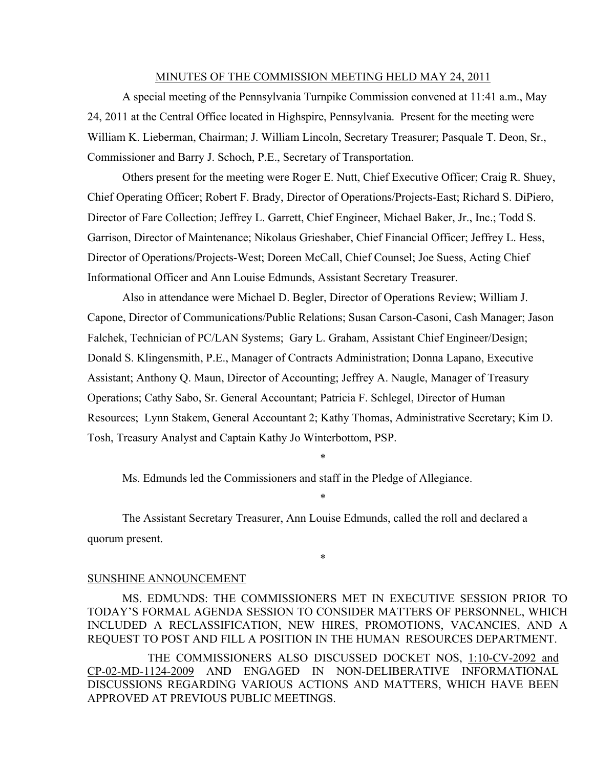<u>MINUTES OF THE COMMISSION MEETING HELD MAY 24, 2011</u>

A special meeting of the Pennsylvania Turnpike Commission convened at 11:41 a.m., May 24, 2011 at the Central Office located in Highspire, Pennsylvania. Present for the meeting were William K. Lieberman, Chairman; J. William Lincoln, Secretary Treasurer; Pasquale T. Deon, Sr., Commissioner and Barry J. Schoch, P.E., Secretary of Transportation.

Others present for the meeting were Roger E. Nutt, Chief Executive Officer; Craig R. Shuey, Chief Operating Officer; Robert F. Brady, Director of Operations/Projects-East; Richard S. DiPiero, Director of Fare Collection; Jeffrey L. Garrett, Chief Engineer, Michael Baker, Jr., Inc.; Todd S. Garrison, Director of Maintenance; Nikolaus Grieshaber, Chief Financial Officer; Jeffrey L. Hess, Director of Operations/Projects-West; Doreen McCall, Chief Counsel; Joe Suess, Acting Chief Informational Officer and Ann Louise Edmunds, Assistant Secretary Treasurer.

Also in attendance were Michael D. Begler, Director of Operations Review; William J. Capone, Director of Communications/Public Relations; Susan Carson-Casoni, Cash Manager; Jason Falchek, Technician of PC/LAN Systems; Gary L. Graham, Assistant Chief Engineer/Design; Donald S. Klingensmith, P.E., Manager of Contracts Administration; Donna Lapano, Executive Assistant; Anthony Q. Maun, Director of Accounting; Jeffrey A. Naugle, Manager of Treasury Operations; Cathy Sabo, Sr. General Accountant; Patricia F. Schlegel, Director of Human Resources; Lynn Stakem, General Accountant 2; Kathy Thomas, Administrative Secretary; Kim D. Tosh, Treasury Analyst and Captain Kathy Jo Winterbottom, PSP.

\*

Ms. Edmunds led the Commissioners and staff in the Pledge of Allegiance.

\*

The Assistant Secretary Treasurer, Ann Louise Edmunds, called the roll and declared a quorum present.

\*

<u>SUNSHINE ANNOUNCEMENT</u>

MS. EDMUNDS: THE COMMISSIONERS MET IN EXECUTIVE SESSION PRIOR TO TODAY'S FORMAL AGENDA SESSION TO CONSIDER MATTERS OF PERSONNEL, WHICH INCLUDED A RECLASSIFICATION, NEW HIRES, PROMOTIONS, VACANCIES, AND A REQUEST TO POST AND FILL A POSITION IN THE HUMAN RESOURCES DEPARTMENT.

THE COMMISSIONERS ALSO DISCUSSED DOCKET NOS, <u>1:10-CV-2092 and CP-02-MD-1124-2009</u> AND ENGAGED IN NON-DELIBERATIVE INFORMATIONAL DISCUSSIONS REGARDING VARIOUS ACTIONS AND MATTERS, WHICH HAVE BEEN APPROVED AT PREVIOUS PUBLIC MEETINGS.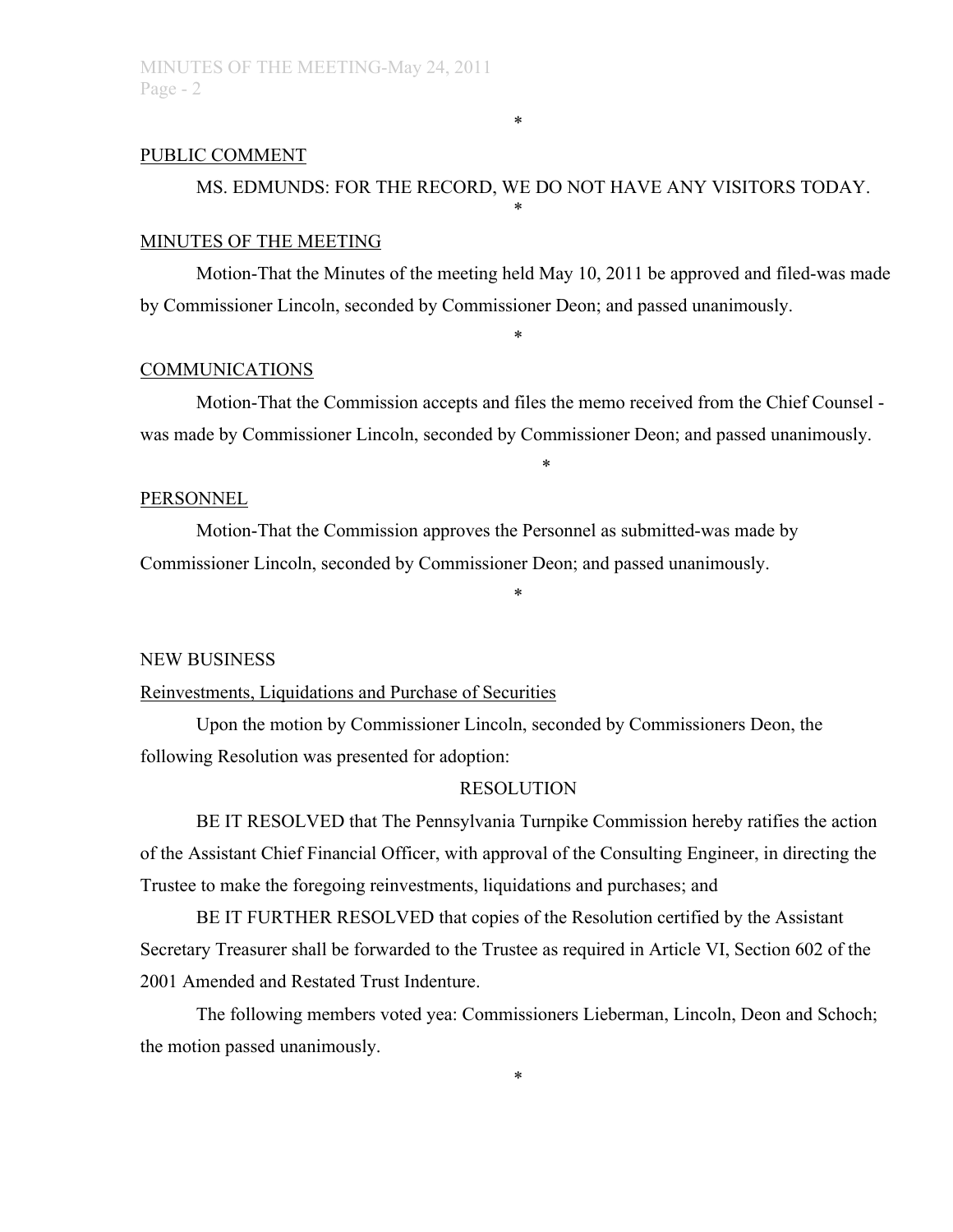\*

PUBLIC COMMENT

MS. EDMUNDS: FOR THE RECORD, WE DO NOT HAVE ANY VISITORS TODAY.

\*

MINUTES OF THE MEETING

Motion-That the Minutes of the meeting held May 10, 2011 be approved and filed-was made by Commissioner Lincoln, seconded by Commissioner Deon; and passed unanimously.

\*

COMMUNICATIONS

Motion-That the Commission accepts and files the memo received from the Chief Counsel - was made by Commissioner Lincoln, seconded by Commissioner Deon; and passed unanimously.

\*

PERSONNEL

Motion-That the Commission approves the Personnel as submitted-was made by Commissioner Lincoln, seconded by Commissioner Deon; and passed unanimously.

\*

NEW BUSINESS

Reinvestments, Liquidations and Purchase of Securities

Upon the motion by Commissioner Lincoln, seconded by Commissioners Deon, the following Resolution was presented for adoption:

RESOLUTION

BE IT RESOLVED that The Pennsylvania Turnpike Commission hereby ratifies the action of the Assistant Chief Financial Officer, with approval of the Consulting Engineer, in directing the Trustee to make the foregoing reinvestments, liquidations and purchases; and

BE IT FURTHER RESOLVED that copies of the Resolution certified by the Assistant Secretary Treasurer shall be forwarded to the Trustee as required in Article VI, Section 602 of the 2001 Amended and Restated Trust Indenture.

The following members voted yea: Commissioners Lieberman, Lincoln, Deon and Schoch; the motion passed unanimously.

\*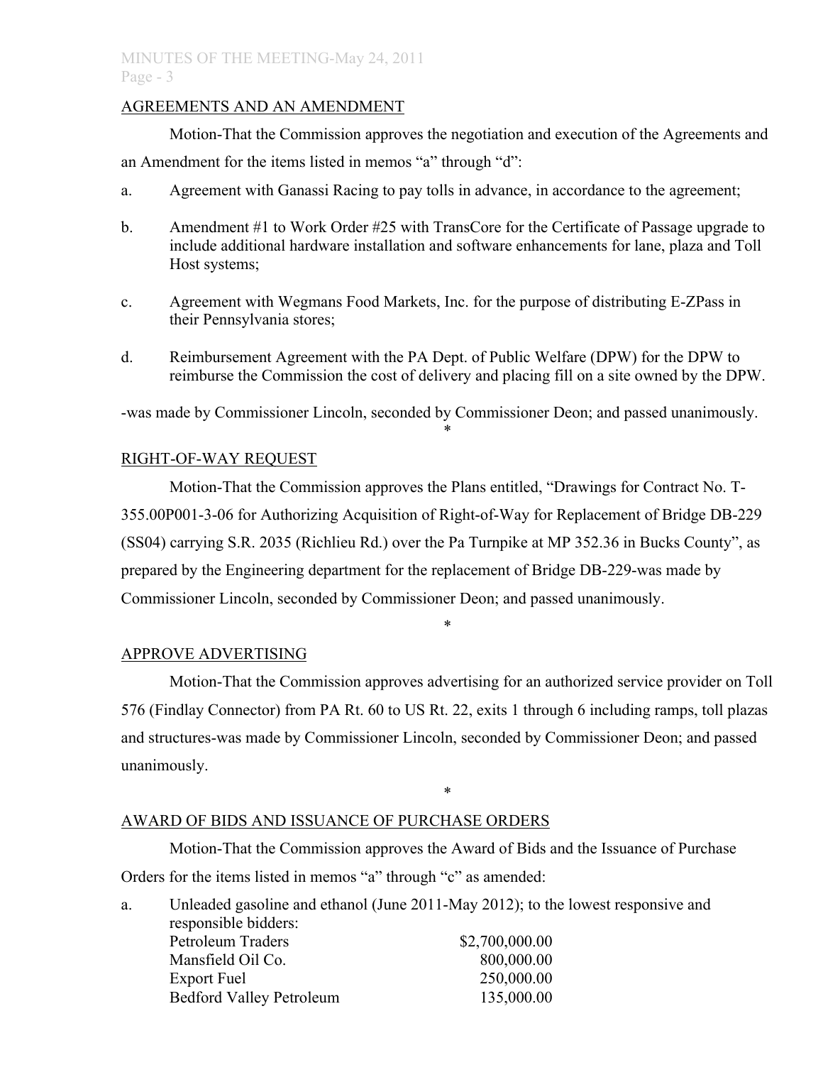## AGREEMENTS AND AN AMENDMENT

Motion-That the Commission approves the negotiation and execution of the Agreements and an Amendment for the items listed in memos "a" through "d":

a. Agreement with Ganassi Racing to pay tolls in advance, in accordance to the agreement;

b. Amendment #1 to Work Order #25 with TransCore for the Certificate of Passage upgrade to include additional hardware installation and software enhancements for lane, plaza and Toll Host systems;

c. Agreement with Wegmans Food Markets, Inc. for the purpose of distributing E-ZPass in their Pennsylvania stores;

d. Reimbursement Agreement with the PA Dept. of Public Welfare (DPW) for the DPW to reimburse the Commission the cost of delivery and placing fill on a site owned by the DPW.

-was made by Commissioner Lincoln, seconded by Commissioner Deon; and passed unanimously.

*

## RIGHT-OF-WAY REQUEST

Motion-That the Commission approves the Plans entitled, "Drawings for Contract No. T-355.00P001-3-06 for Authorizing Acquisition of Right-of-Way for Replacement of Bridge DB-229 (SS04) carrying S.R. 2035 (Richlieu Rd.) over the Pa Turnpike at MP 352.36 in Bucks County", as prepared by the Engineering department for the replacement of Bridge DB-229-was made by Commissioner Lincoln, seconded by Commissioner Deon; and passed unanimously.

*

## APPROVE ADVERTISING

Motion-That the Commission approves advertising for an authorized service provider on Toll 576 (Findlay Connector) from PA Rt. 60 to US Rt. 22, exits 1 through 6 including ramps, toll plazas and structures-was made by Commissioner Lincoln, seconded by Commissioner Deon; and passed unanimously.

*

## AWARD OF BIDS AND ISSUANCE OF PURCHASE ORDERS

Motion-That the Commission approves the Award of Bids and the Issuance of Purchase Orders for the items listed in memos "a" through "c" as amended:

a. Unleaded gasoline and ethanol (June 2011-May 2012); to the lowest responsive and responsible bidders:

| | |
|---|---|
| Petroleum Traders | $2,700,000.00 |
| Mansfield Oil Co. | 800,000.00 |
| Export Fuel | 250,000.00 |
| Bedford Valley Petroleum | 135,000.00 |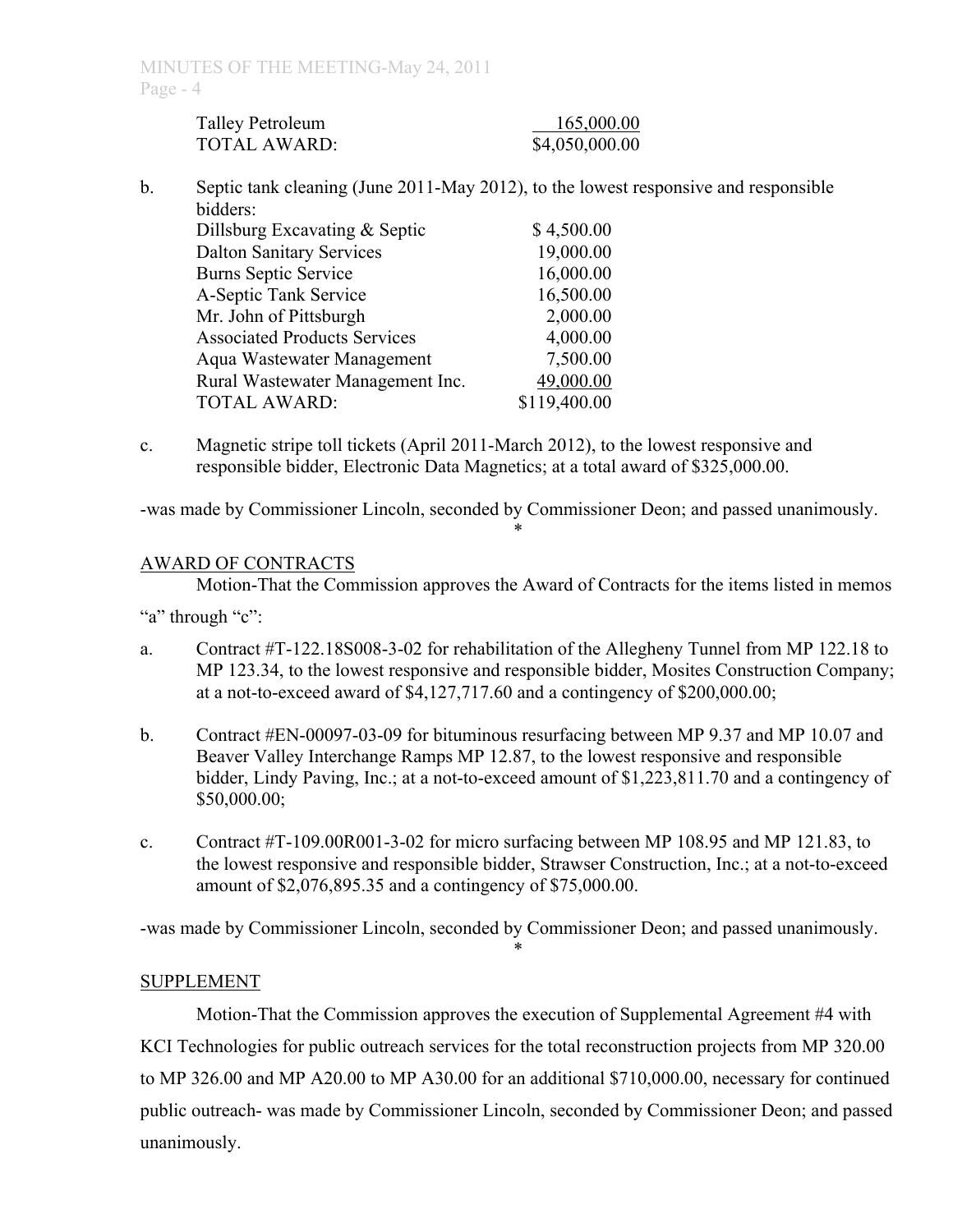| | |
|---|---|
| Talley Petroleum | 165,000.00 |
| TOTAL AWARD: | $4,050,000.00 |

b. Septic tank cleaning (June 2011-May 2012), to the lowest responsive and responsible bidders:

| | |
|---|---|
| Dillsburg Excavating & Septic | $ 4,500.00 |
| Dalton Sanitary Services | 19,000.00 |
| Burns Septic Service | 16,000.00 |
| A-Septic Tank Service | 16,500.00 |
| Mr. John of Pittsburgh | 2,000.00 |
| Associated Products Services | 4,000.00 |
| Aqua Wastewater Management | 7,500.00 |
| Rural Wastewater Management Inc. | 49,000.00 |
| TOTAL AWARD: | $119,400.00 |

c. Magnetic stripe toll tickets (April 2011-March 2012), to the lowest responsive and responsible bidder, Electronic Data Magnetics; at a total award of $325,000.00.

-was made by Commissioner Lincoln, seconded by Commissioner Deon; and passed unanimously.

*

AWARD OF CONTRACTS

Motion-That the Commission approves the Award of Contracts for the items listed in memos "a" through "c":

a. Contract #T-122.18S008-3-02 for rehabilitation of the Allegheny Tunnel from MP 122.18 to MP 123.34, to the lowest responsive and responsible bidder, Mosites Construction Company; at a not-to-exceed award of $4,127,717.60 and a contingency of $200,000.00;

b. Contract #EN-00097-03-09 for bituminous resurfacing between MP 9.37 and MP 10.07 and Beaver Valley Interchange Ramps MP 12.87, to the lowest responsive and responsible bidder, Lindy Paving, Inc.; at a not-to-exceed amount of $1,223,811.70 and a contingency of $50,000.00;

c. Contract #T-109.00R001-3-02 for micro surfacing between MP 108.95 and MP 121.83, to the lowest responsive and responsible bidder, Strawser Construction, Inc.; at a not-to-exceed amount of $2,076,895.35 and a contingency of $75,000.00.

-was made by Commissioner Lincoln, seconded by Commissioner Deon; and passed unanimously.

*

SUPPLEMENT

Motion-That the Commission approves the execution of Supplemental Agreement #4 with KCI Technologies for public outreach services for the total reconstruction projects from MP 320.00 to MP 326.00 and MP A20.00 to MP A30.00 for an additional $710,000.00, necessary for continued public outreach- was made by Commissioner Lincoln, seconded by Commissioner Deon; and passed unanimously.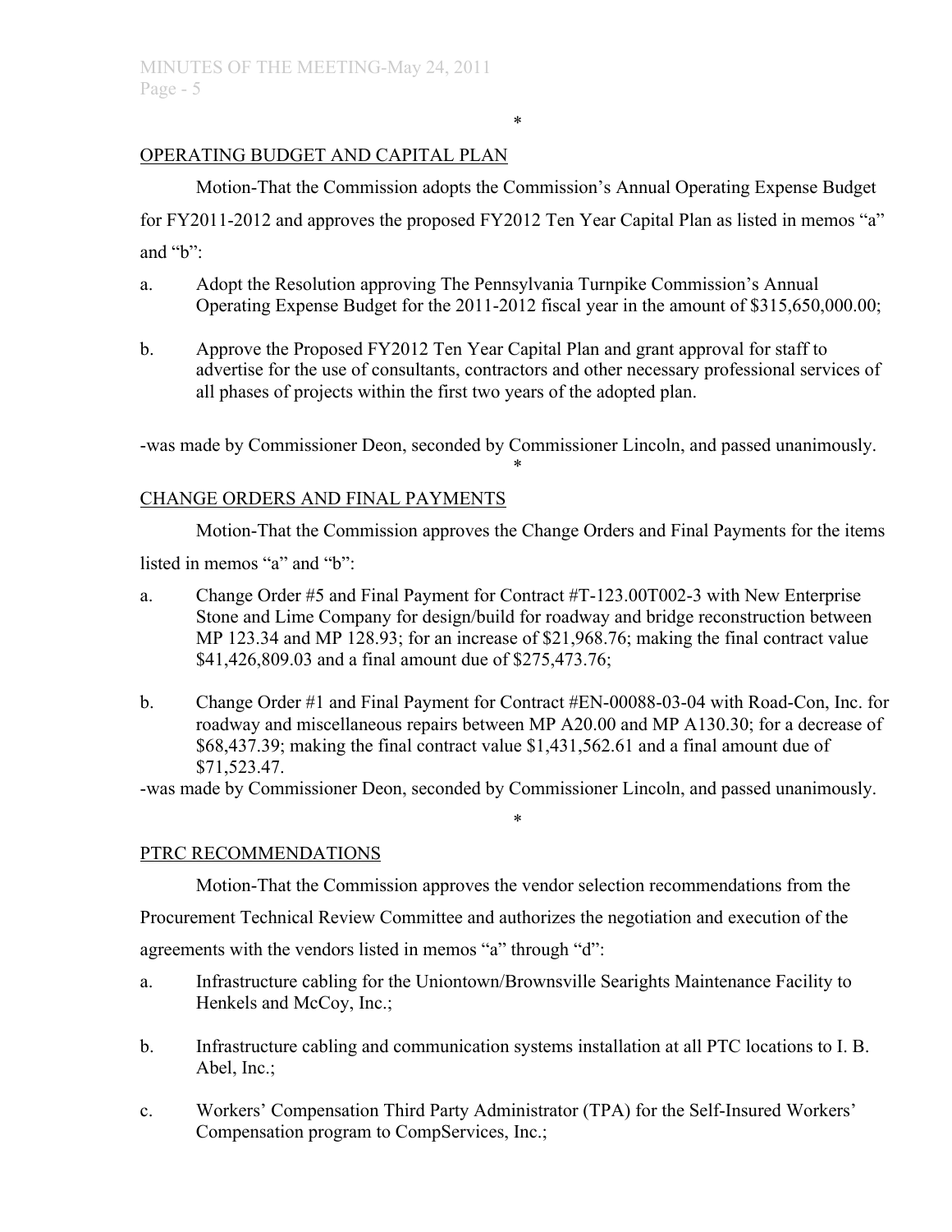\*

OPERATING BUDGET AND CAPITAL PLAN

Motion-That the Commission adopts the Commission's Annual Operating Expense Budget for FY2011-2012 and approves the proposed FY2012 Ten Year Capital Plan as listed in memos "a" and "b":

a. Adopt the Resolution approving The Pennsylvania Turnpike Commission's Annual Operating Expense Budget for the 2011-2012 fiscal year in the amount of $315,650,000.00;

b. Approve the Proposed FY2012 Ten Year Capital Plan and grant approval for staff to advertise for the use of consultants, contractors and other necessary professional services of all phases of projects within the first two years of the adopted plan.

-was made by Commissioner Deon, seconded by Commissioner Lincoln, and passed unanimously.

\*

CHANGE ORDERS AND FINAL PAYMENTS

Motion-That the Commission approves the Change Orders and Final Payments for the items listed in memos "a" and "b":

a. Change Order #5 and Final Payment for Contract #T-123.00T002-3 with New Enterprise Stone and Lime Company for design/build for roadway and bridge reconstruction between MP 123.34 and MP 128.93; for an increase of $21,968.76; making the final contract value $41,426,809.03 and a final amount due of $275,473.76;

b. Change Order #1 and Final Payment for Contract #EN-00088-03-04 with Road-Con, Inc. for roadway and miscellaneous repairs between MP A20.00 and MP A130.30; for a decrease of $68,437.39; making the final contract value $1,431,562.61 and a final amount due of $71,523.47.

-was made by Commissioner Deon, seconded by Commissioner Lincoln, and passed unanimously.

\*

PTRC RECOMMENDATIONS

Motion-That the Commission approves the vendor selection recommendations from the Procurement Technical Review Committee and authorizes the negotiation and execution of the agreements with the vendors listed in memos "a" through "d":

a. Infrastructure cabling for the Uniontown/Brownsville Searights Maintenance Facility to Henkels and McCoy, Inc.;

b. Infrastructure cabling and communication systems installation at all PTC locations to I. B. Abel, Inc.;

c. Workers' Compensation Third Party Administrator (TPA) for the Self-Insured Workers' Compensation program to CompServices, Inc.;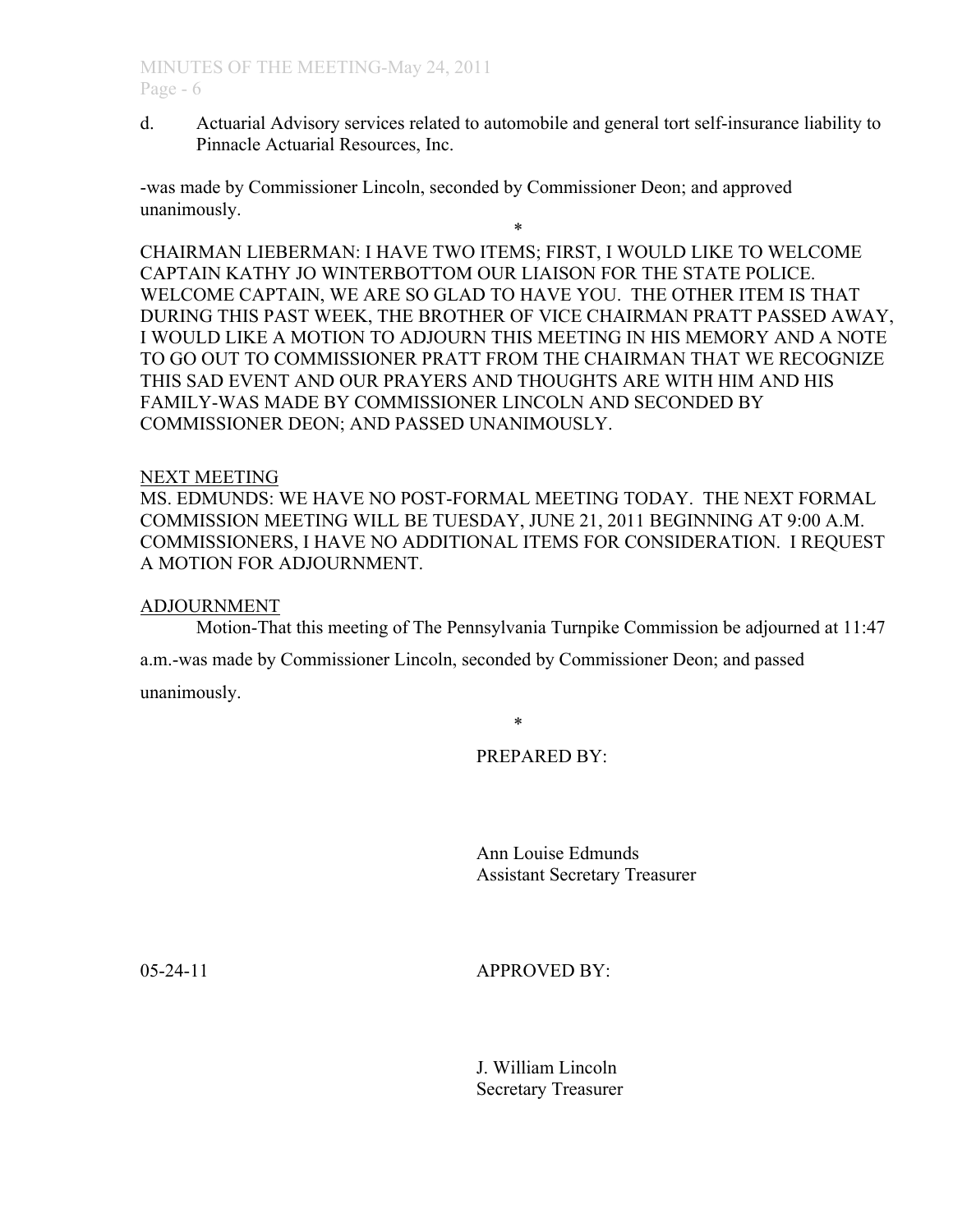d. Actuarial Advisory services related to automobile and general tort self-insurance liability to Pinnacle Actuarial Resources, Inc.

-was made by Commissioner Lincoln, seconded by Commissioner Deon; and approved unanimously.

*

CHAIRMAN LIEBERMAN: I HAVE TWO ITEMS; FIRST, I WOULD LIKE TO WELCOME CAPTAIN KATHY JO WINTERBOTTOM OUR LIAISON FOR THE STATE POLICE. WELCOME CAPTAIN, WE ARE SO GLAD TO HAVE YOU. THE OTHER ITEM IS THAT DURING THIS PAST WEEK, THE BROTHER OF VICE CHAIRMAN PRATT PASSED AWAY, I WOULD LIKE A MOTION TO ADJOURN THIS MEETING IN HIS MEMORY AND A NOTE TO GO OUT TO COMMISSIONER PRATT FROM THE CHAIRMAN THAT WE RECOGNIZE THIS SAD EVENT AND OUR PRAYERS AND THOUGHTS ARE WITH HIM AND HIS FAMILY-WAS MADE BY COMMISSIONER LINCOLN AND SECONDED BY COMMISSIONER DEON; AND PASSED UNANIMOUSLY.

NEXT MEETING

MS. EDMUNDS: WE HAVE NO POST-FORMAL MEETING TODAY. THE NEXT FORMAL COMMISSION MEETING WILL BE TUESDAY, JUNE 21, 2011 BEGINNING AT 9:00 A.M. COMMISSIONERS, I HAVE NO ADDITIONAL ITEMS FOR CONSIDERATION. I REQUEST A MOTION FOR ADJOURNMENT.

ADJOURNMENT

Motion-That this meeting of The Pennsylvania Turnpike Commission be adjourned at 11:47 a.m.-was made by Commissioner Lincoln, seconded by Commissioner Deon; and passed unanimously.

*

PREPARED BY:

Ann Louise Edmunds
Assistant Secretary Treasurer

05-24-11

APPROVED BY:

J. William Lincoln
Secretary Treasurer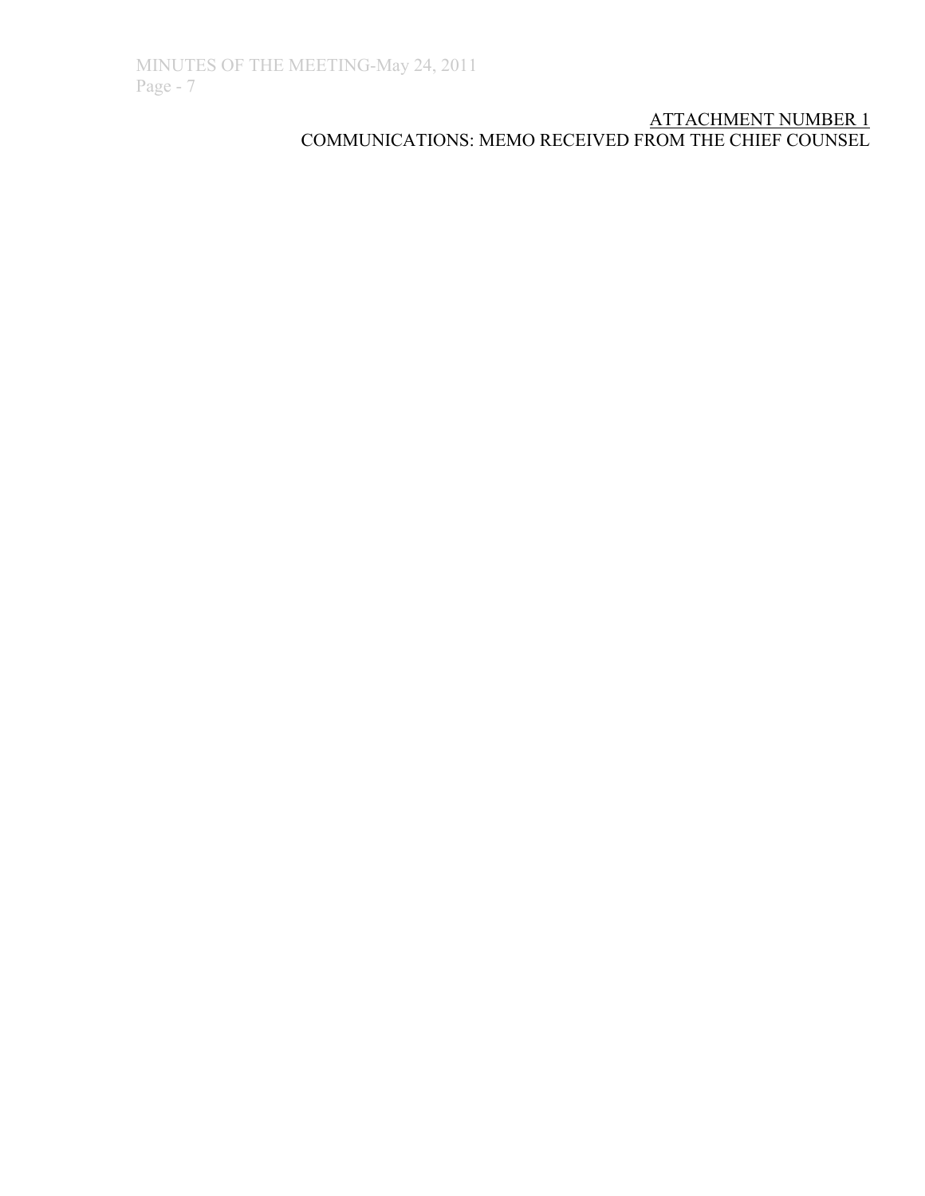<u>ATTACHMENT NUMBER 1</u>

COMMUNICATIONS: MEMO RECEIVED FROM THE CHIEF COUNSEL